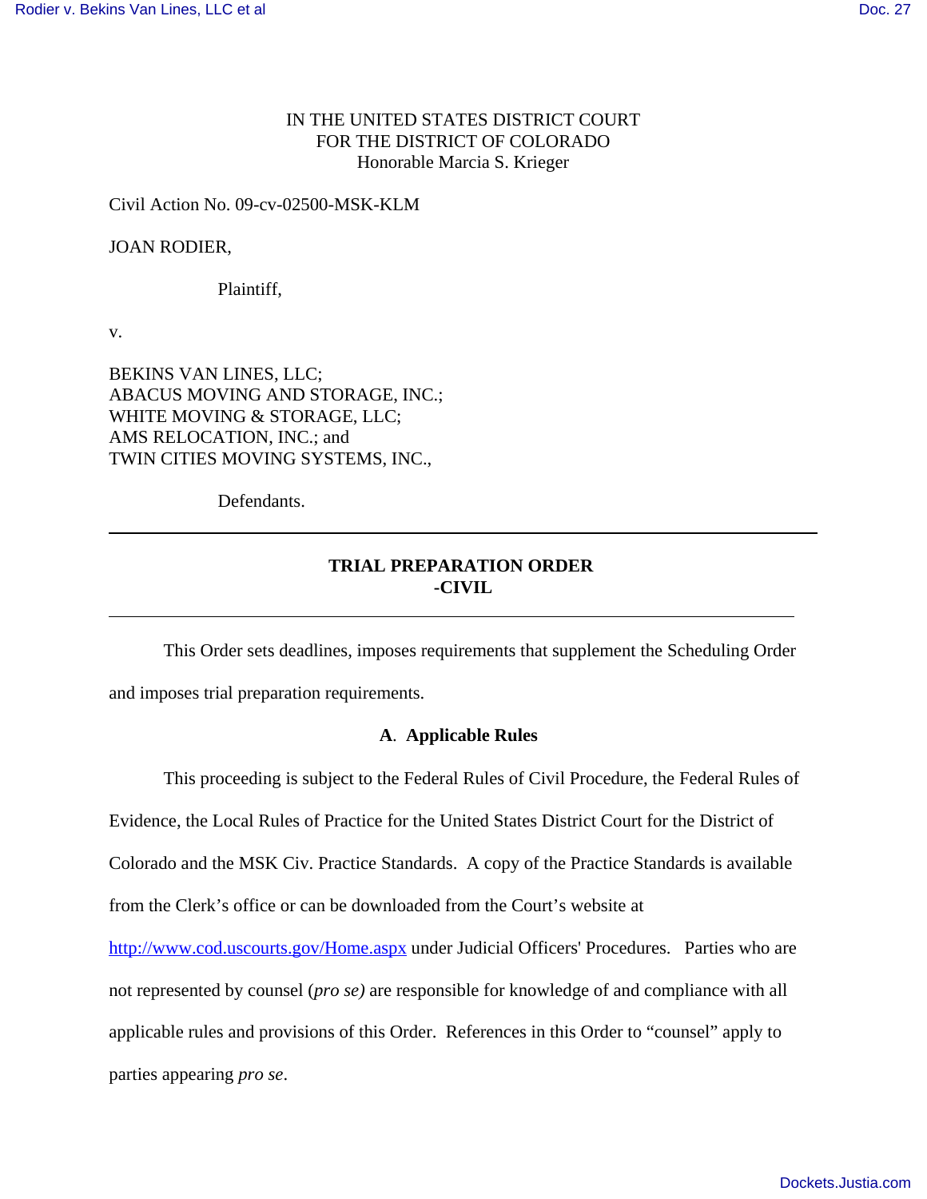IN THE UNITED STATES DISTRICT COURT
FOR THE DISTRICT OF COLORADO
Honorable Marcia S. Krieger

Civil Action No. 09-cv-02500-MSK-KLM

JOAN RODIER,

Plaintiff,

v.

BEKINS VAN LINES, LLC;
ABACUS MOVING AND STORAGE, INC.;
WHITE MOVING & STORAGE, LLC;
AMS RELOCATION, INC.; and
TWIN CITIES MOVING SYSTEMS, INC.,

Defendants.

---

## TRIAL PREPARATION ORDER -CIVIL

---

This Order sets deadlines, imposes requirements that supplement the Scheduling Order and imposes trial preparation requirements.

### A. Applicable Rules

This proceeding is subject to the Federal Rules of Civil Procedure, the Federal Rules of Evidence, the Local Rules of Practice for the United States District Court for the District of Colorado and the MSK Civ. Practice Standards. A copy of the Practice Standards is available from the Clerk's office or can be downloaded from the Court's website at http://www.cod.uscourts.gov/Home.aspx under Judicial Officers' Procedures. Parties who are not represented by counsel (*pro se)* are responsible for knowledge of and compliance with all applicable rules and provisions of this Order. References in this Order to "counsel" apply to parties appearing *pro se*.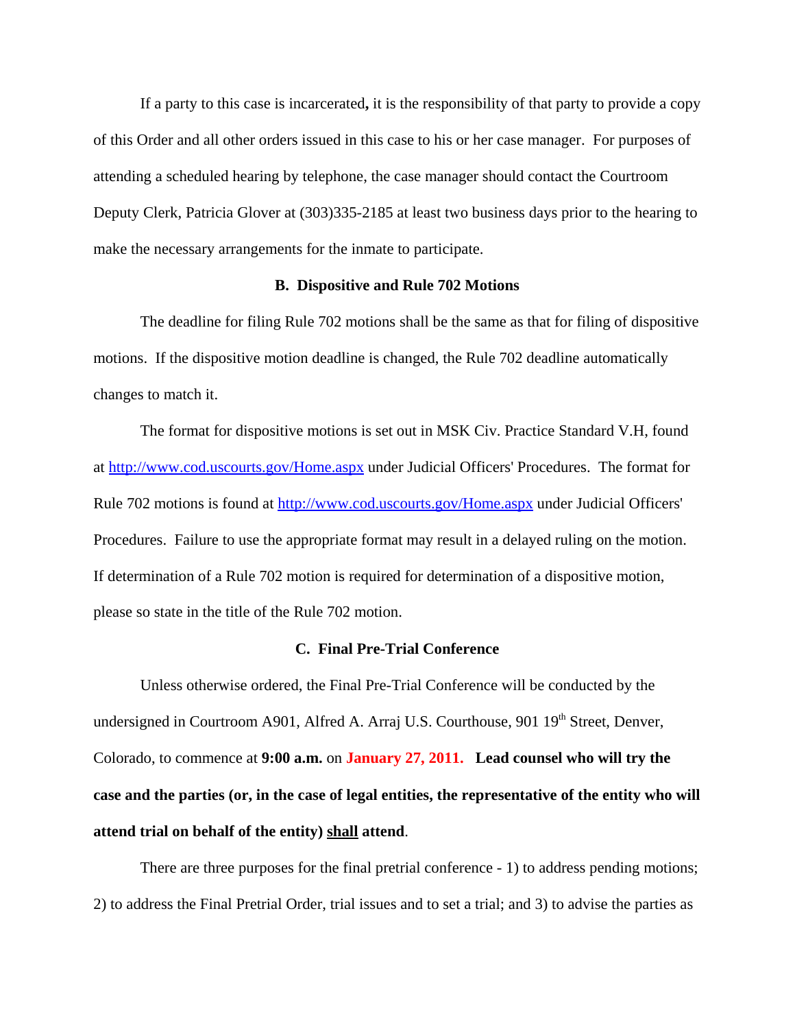If a party to this case is incarcerated**,** it is the responsibility of that party to provide a copy of this Order and all other orders issued in this case to his or her case manager. For purposes of attending a scheduled hearing by telephone, the case manager should contact the Courtroom Deputy Clerk, Patricia Glover at (303)335-2185 at least two business days prior to the hearing to make the necessary arrangements for the inmate to participate.

### B. Dispositive and Rule 702 Motions

The deadline for filing Rule 702 motions shall be the same as that for filing of dispositive motions. If the dispositive motion deadline is changed, the Rule 702 deadline automatically changes to match it.

The format for dispositive motions is set out in MSK Civ. Practice Standard V.H, found at [http://www.cod.uscourts.gov/Home.aspx](http://www.cod.uscourts.gov/Home.aspx) under Judicial Officers' Procedures. The format for Rule 702 motions is found at [http://www.cod.uscourts.gov/Home.aspx](http://www.cod.uscourts.gov/Home.aspx) under Judicial Officers' Procedures. Failure to use the appropriate format may result in a delayed ruling on the motion. If determination of a Rule 702 motion is required for determination of a dispositive motion, please so state in the title of the Rule 702 motion.

### C. Final Pre-Trial Conference

Unless otherwise ordered, the Final Pre-Trial Conference will be conducted by the undersigned in Courtroom A901, Alfred A. Arraj U.S. Courthouse, 901 19th Street, Denver, Colorado, to commence at **9:00 a.m.** on **January 27, 2011.** **Lead counsel who will try the case and the parties (or, in the case of legal entities, the representative of the entity who will attend trial on behalf of the entity) shall attend**.

There are three purposes for the final pretrial conference - 1) to address pending motions; 2) to address the Final Pretrial Order, trial issues and to set a trial; and 3) to advise the parties as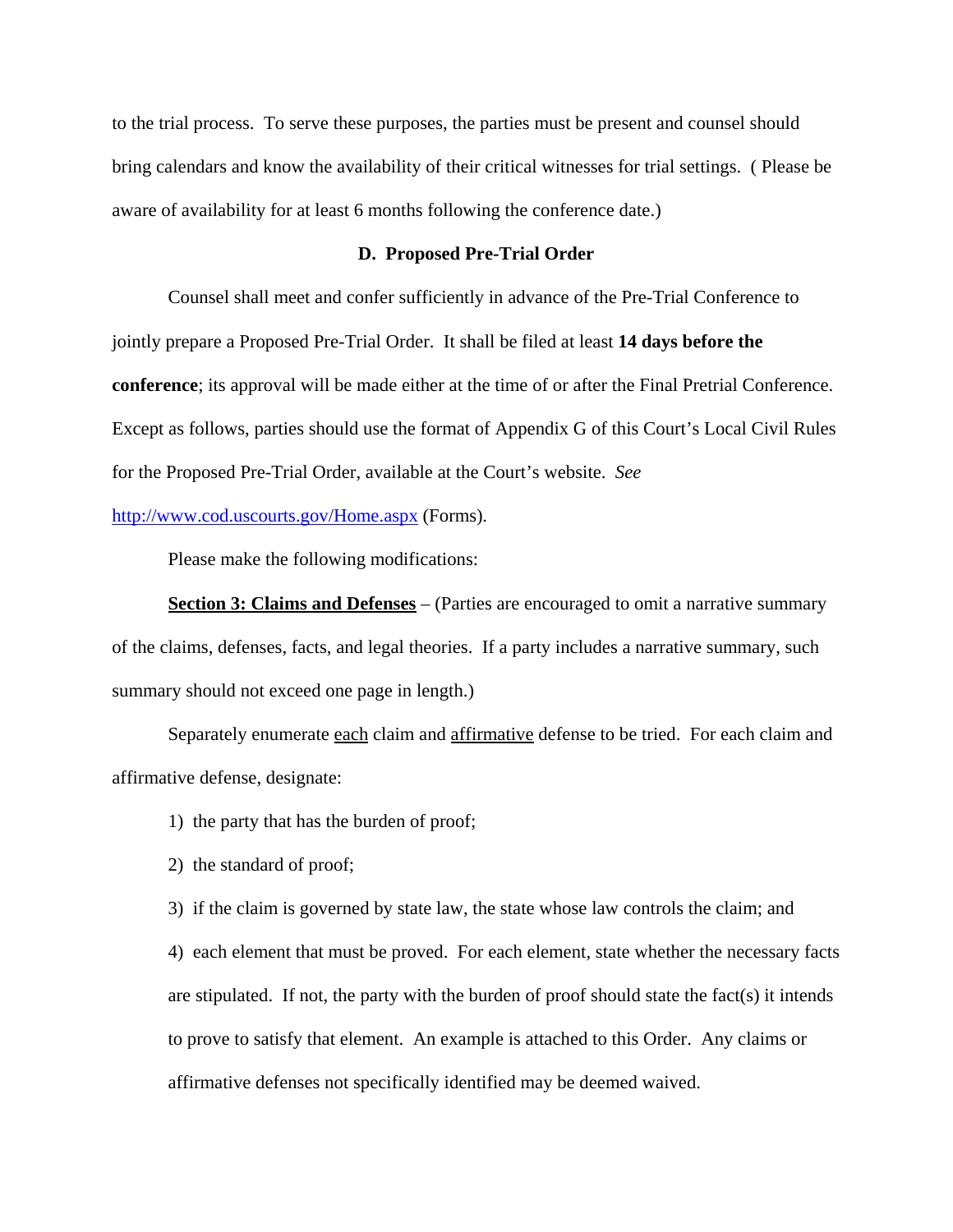to the trial process. To serve these purposes, the parties must be present and counsel should bring calendars and know the availability of their critical witnesses for trial settings. ( Please be aware of availability for at least 6 months following the conference date.)

### D. Proposed Pre-Trial Order

Counsel shall meet and confer sufficiently in advance of the Pre-Trial Conference to jointly prepare a Proposed Pre-Trial Order. It shall be filed at least **14 days before the conference**; its approval will be made either at the time of or after the Final Pretrial Conference. Except as follows, parties should use the format of Appendix G of this Court's Local Civil Rules for the Proposed Pre-Trial Order, available at the Court's website. *See* http://www.cod.uscourts.gov/Home.aspx (Forms).

Please make the following modifications:

<u>**Section 3: Claims and Defenses**</u> – (Parties are encouraged to omit a narrative summary of the claims, defenses, facts, and legal theories. If a party includes a narrative summary, such summary should not exceed one page in length.)

Separately enumerate <u>each</u> claim and <u>affirmative</u> defense to be tried. For each claim and affirmative defense, designate:

1) the party that has the burden of proof;

2) the standard of proof;

3) if the claim is governed by state law, the state whose law controls the claim; and

4) each element that must be proved. For each element, state whether the necessary facts are stipulated. If not, the party with the burden of proof should state the fact(s) it intends to prove to satisfy that element. An example is attached to this Order. Any claims or affirmative defenses not specifically identified may be deemed waived.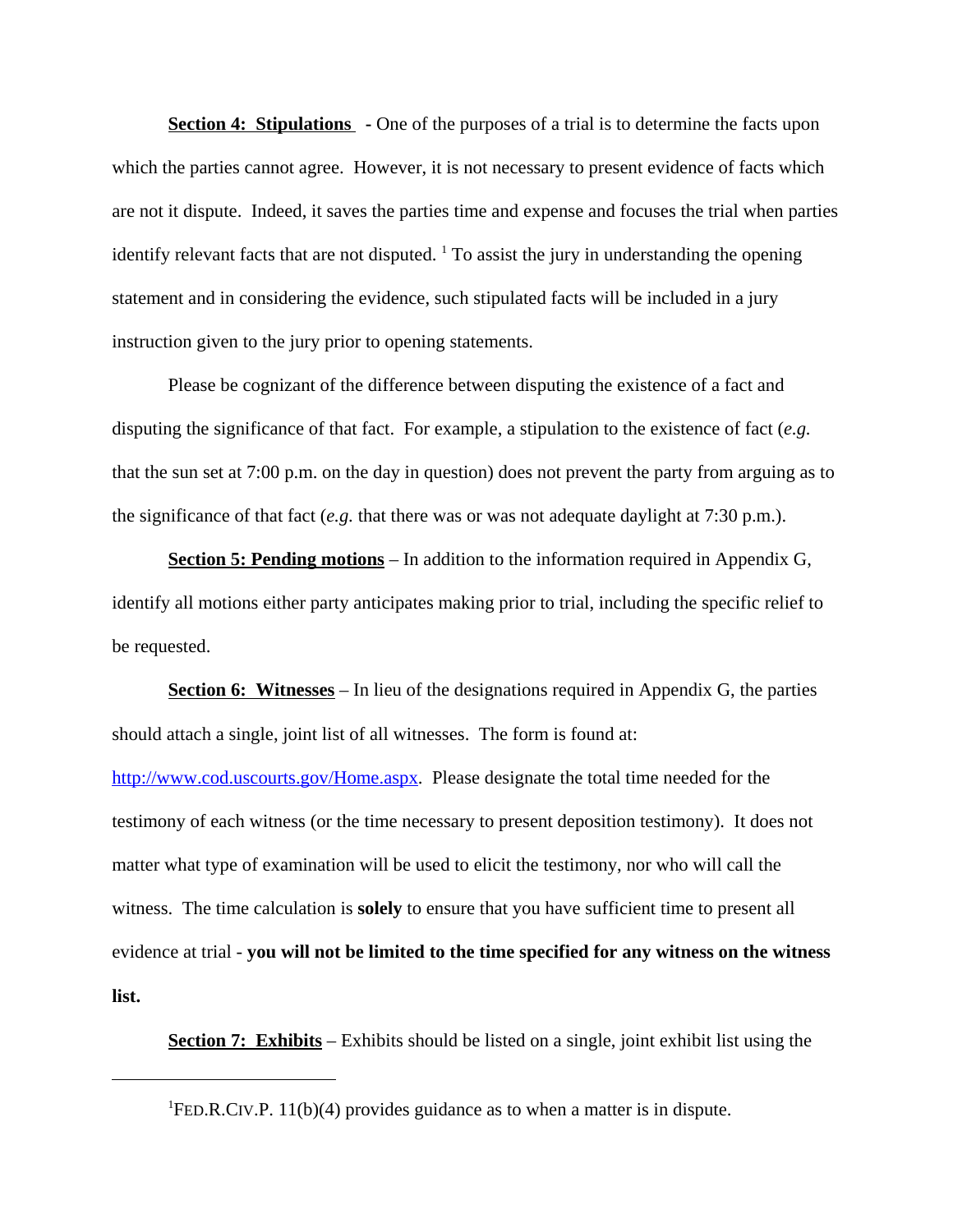**<u>Section 4: Stipulations</u>** - One of the purposes of a trial is to determine the facts upon which the parties cannot agree. However, it is not necessary to present evidence of facts which are not it dispute. Indeed, it saves the parties time and expense and focuses the trial when parties identify relevant facts that are not disputed. [1] To assist the jury in understanding the opening statement and in considering the evidence, such stipulated facts will be included in a jury instruction given to the jury prior to opening statements.

Please be cognizant of the difference between disputing the existence of a fact and disputing the significance of that fact. For example, a stipulation to the existence of fact (*e.g.* that the sun set at 7:00 p.m. on the day in question) does not prevent the party from arguing as to the significance of that fact (*e.g.* that there was or was not adequate daylight at 7:30 p.m.).

**<u>Section 5: Pending motions</u>** – In addition to the information required in Appendix G, identify all motions either party anticipates making prior to trial, including the specific relief to be requested.

**<u>Section 6: Witnesses</u>** – In lieu of the designations required in Appendix G, the parties should attach a single, joint list of all witnesses. The form is found at: http://www.cod.uscourts.gov/Home.aspx. Please designate the total time needed for the testimony of each witness (or the time necessary to present deposition testimony). It does not matter what type of examination will be used to elicit the testimony, nor who will call the witness. The time calculation is **solely** to ensure that you have sufficient time to present all evidence at trial - **you will not be limited to the time specified for any witness on the witness list.**

**<u>Section 7: Exhibits</u>** – Exhibits should be listed on a single, joint exhibit list using the

---

[1] FED.R.CIV.P. 11(b)(4) provides guidance as to when a matter is in dispute.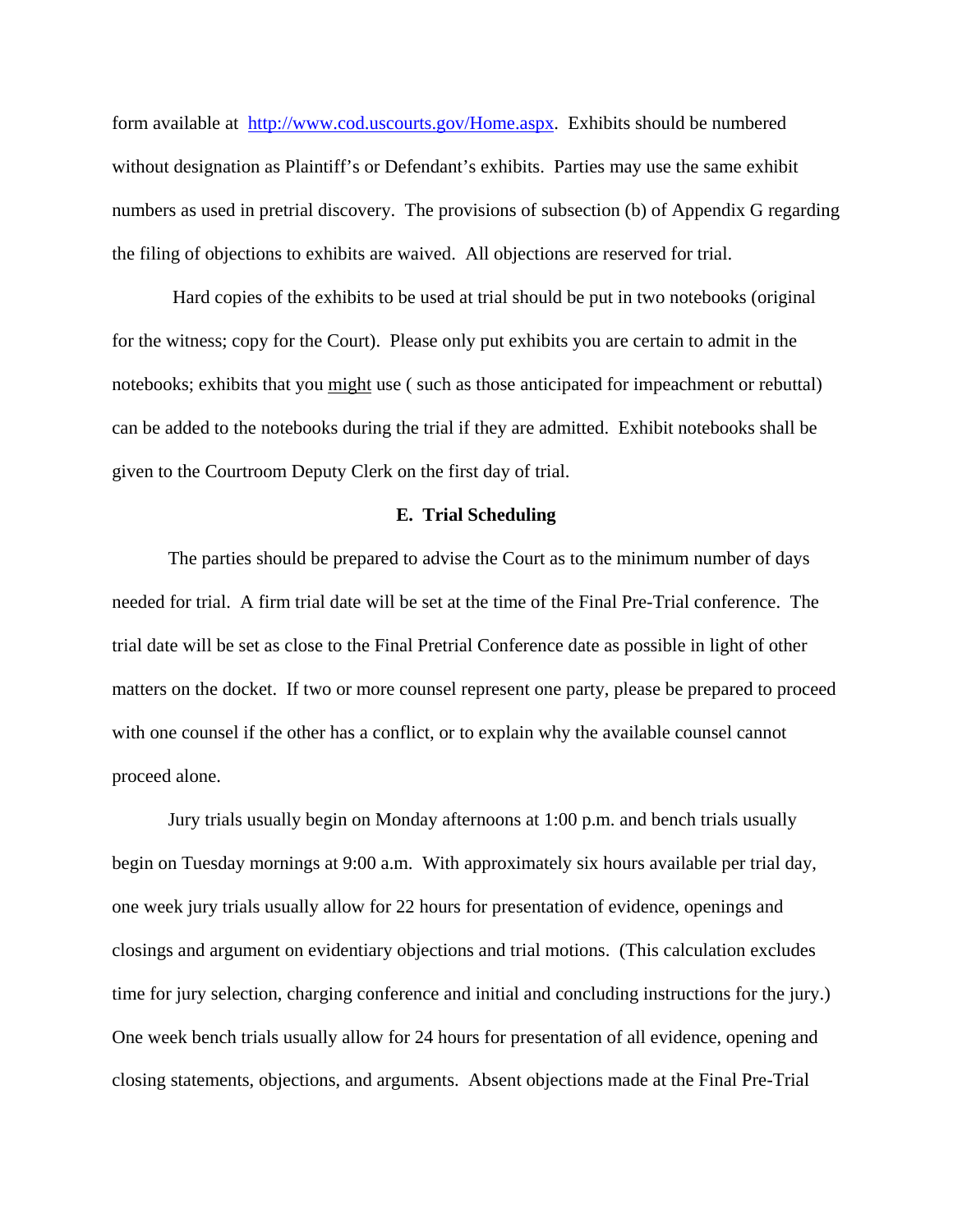form available at http://www.cod.uscourts.gov/Home.aspx. Exhibits should be numbered without designation as Plaintiff's or Defendant's exhibits. Parties may use the same exhibit numbers as used in pretrial discovery. The provisions of subsection (b) of Appendix G regarding the filing of objections to exhibits are waived. All objections are reserved for trial.

Hard copies of the exhibits to be used at trial should be put in two notebooks (original for the witness; copy for the Court). Please only put exhibits you are certain to admit in the notebooks; exhibits that you <u>might</u> use ( such as those anticipated for impeachment or rebuttal) can be added to the notebooks during the trial if they are admitted. Exhibit notebooks shall be given to the Courtroom Deputy Clerk on the first day of trial.

**E. Trial Scheduling**

The parties should be prepared to advise the Court as to the minimum number of days needed for trial. A firm trial date will be set at the time of the Final Pre-Trial conference. The trial date will be set as close to the Final Pretrial Conference date as possible in light of other matters on the docket. If two or more counsel represent one party, please be prepared to proceed with one counsel if the other has a conflict, or to explain why the available counsel cannot proceed alone.

Jury trials usually begin on Monday afternoons at 1:00 p.m. and bench trials usually begin on Tuesday mornings at 9:00 a.m. With approximately six hours available per trial day, one week jury trials usually allow for 22 hours for presentation of evidence, openings and closings and argument on evidentiary objections and trial motions. (This calculation excludes time for jury selection, charging conference and initial and concluding instructions for the jury.) One week bench trials usually allow for 24 hours for presentation of all evidence, opening and closing statements, objections, and arguments. Absent objections made at the Final Pre-Trial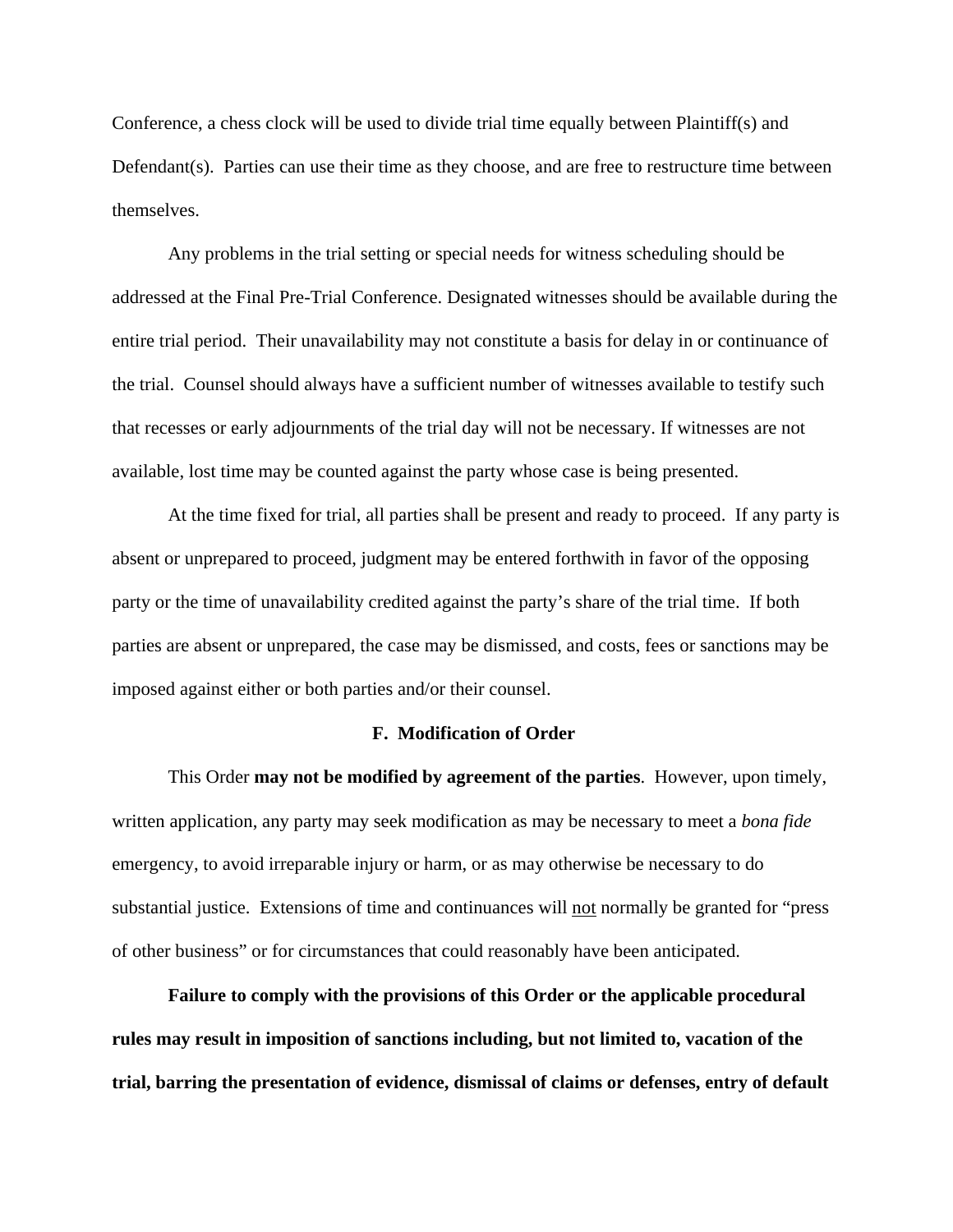Conference, a chess clock will be used to divide trial time equally between Plaintiff(s) and Defendant(s). Parties can use their time as they choose, and are free to restructure time between themselves.

Any problems in the trial setting or special needs for witness scheduling should be addressed at the Final Pre-Trial Conference. Designated witnesses should be available during the entire trial period. Their unavailability may not constitute a basis for delay in or continuance of the trial. Counsel should always have a sufficient number of witnesses available to testify such that recesses or early adjournments of the trial day will not be necessary. If witnesses are not available, lost time may be counted against the party whose case is being presented.

At the time fixed for trial, all parties shall be present and ready to proceed. If any party is absent or unprepared to proceed, judgment may be entered forthwith in favor of the opposing party or the time of unavailability credited against the party's share of the trial time. If both parties are absent or unprepared, the case may be dismissed, and costs, fees or sanctions may be imposed against either or both parties and/or their counsel.

### F. Modification of Order

This Order **may not be modified by agreement of the parties**. However, upon timely, written application, any party may seek modification as may be necessary to meet a *bona fide* emergency, to avoid irreparable injury or harm, or as may otherwise be necessary to do substantial justice. Extensions of time and continuances will not normally be granted for "press of other business" or for circumstances that could reasonably have been anticipated.

**Failure to comply with the provisions of this Order or the applicable procedural rules may result in imposition of sanctions including, but not limited to, vacation of the trial, barring the presentation of evidence, dismissal of claims or defenses, entry of default**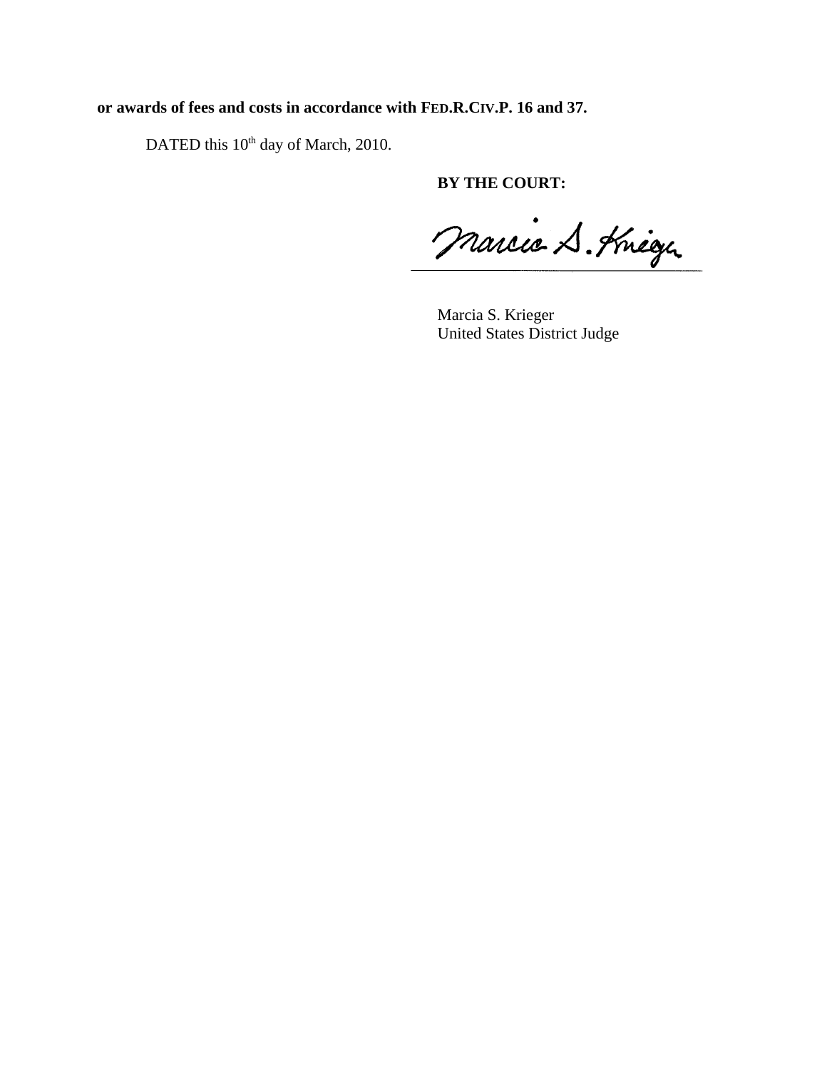**or awards of fees and costs in accordance with FED.R.CIV.P. 16 and 37.**

DATED this 10th day of March, 2010.

**BY THE COURT:**

Marcia S. Krieger
United States District Judge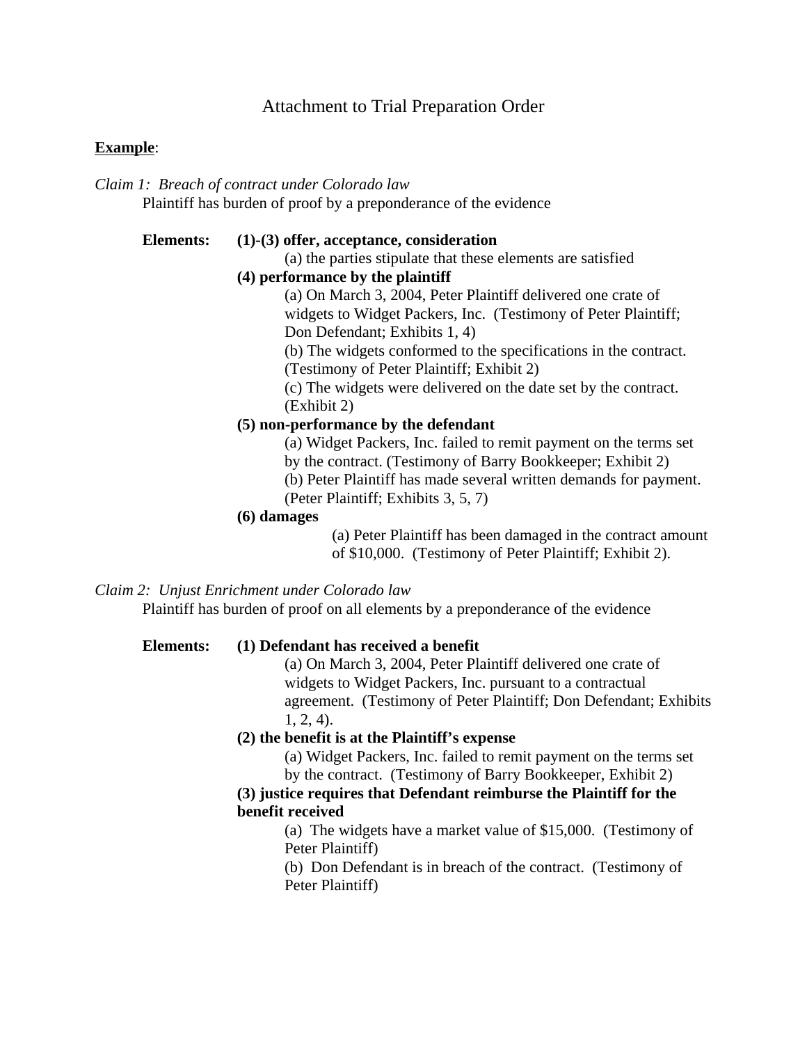# Attachment to Trial Preparation Order

**<u>Example</u>**:

*Claim 1: Breach of contract under Colorado law*

Plaintiff has burden of proof by a preponderance of the evidence

**Elements:**

**(1)-(3) offer, acceptance, consideration**

(a) the parties stipulate that these elements are satisfied

**(4) performance by the plaintiff**

(a) On March 3, 2004, Peter Plaintiff delivered one crate of widgets to Widget Packers, Inc. (Testimony of Peter Plaintiff; Don Defendant; Exhibits 1, 4)

(b) The widgets conformed to the specifications in the contract. (Testimony of Peter Plaintiff; Exhibit 2)

(c) The widgets were delivered on the date set by the contract. (Exhibit 2)

**(5) non-performance by the defendant**

(a) Widget Packers, Inc. failed to remit payment on the terms set by the contract. (Testimony of Barry Bookkeeper; Exhibit 2)

(b) Peter Plaintiff has made several written demands for payment. (Peter Plaintiff; Exhibits 3, 5, 7)

**(6) damages**

(a) Peter Plaintiff has been damaged in the contract amount of $10,000. (Testimony of Peter Plaintiff; Exhibit 2).

*Claim 2: Unjust Enrichment under Colorado law*

Plaintiff has burden of proof on all elements by a preponderance of the evidence

**Elements:**

**(1) Defendant has received a benefit**

(a) On March 3, 2004, Peter Plaintiff delivered one crate of widgets to Widget Packers, Inc. pursuant to a contractual agreement. (Testimony of Peter Plaintiff; Don Defendant; Exhibits 1, 2, 4).

**(2) the benefit is at the Plaintiff's expense**

(a) Widget Packers, Inc. failed to remit payment on the terms set by the contract. (Testimony of Barry Bookkeeper, Exhibit 2)

**(3) justice requires that Defendant reimburse the Plaintiff for the benefit received**

(a) The widgets have a market value of $15,000. (Testimony of Peter Plaintiff)

(b) Don Defendant is in breach of the contract. (Testimony of Peter Plaintiff)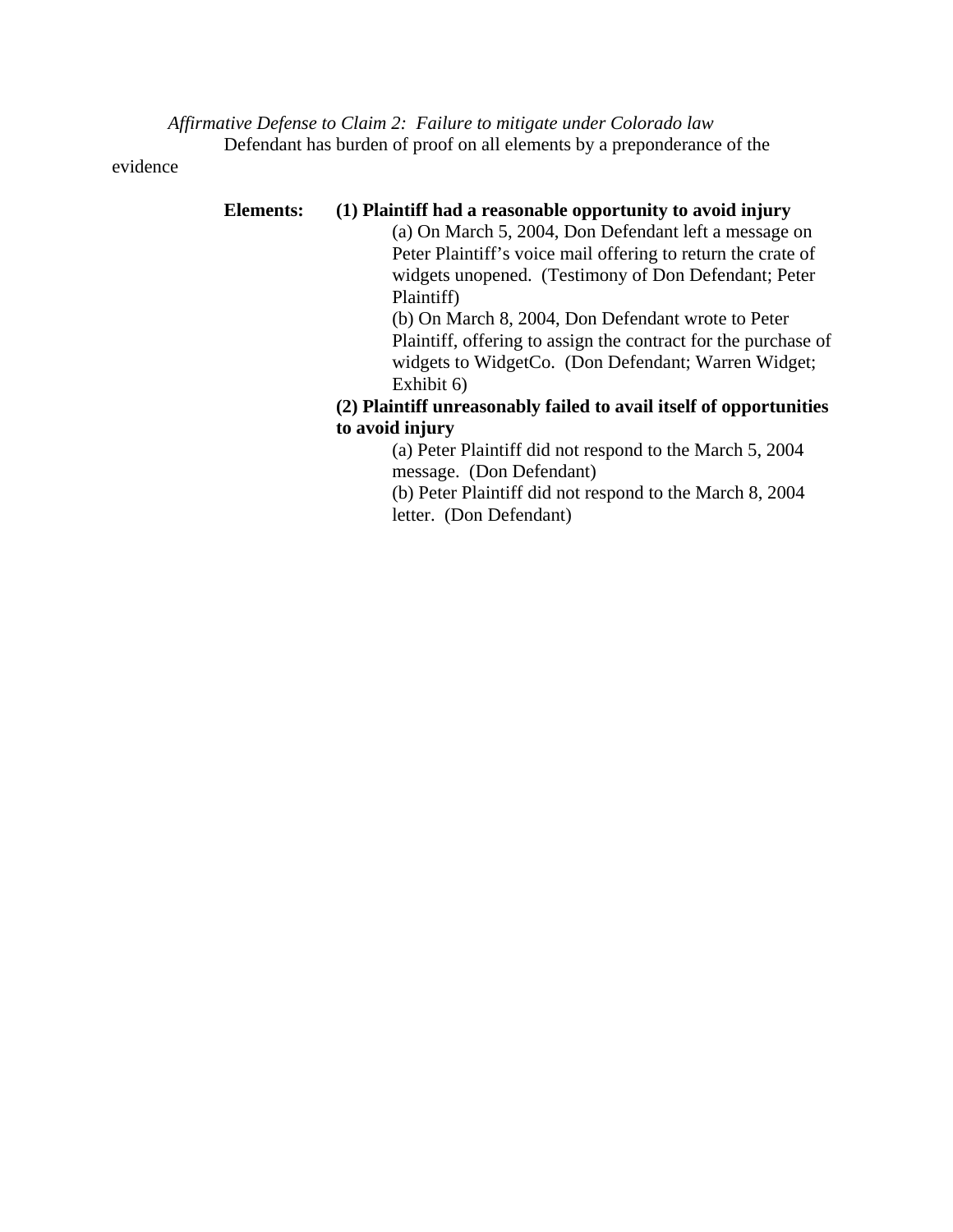*Affirmative Defense to Claim 2: Failure to mitigate under Colorado law*

Defendant has burden of proof on all elements by a preponderance of the evidence

**Elements:**

**(1) Plaintiff had a reasonable opportunity to avoid injury**

(a) On March 5, 2004, Don Defendant left a message on Peter Plaintiff's voice mail offering to return the crate of widgets unopened. (Testimony of Don Defendant; Peter Plaintiff)

(b) On March 8, 2004, Don Defendant wrote to Peter Plaintiff, offering to assign the contract for the purchase of widgets to WidgetCo. (Don Defendant; Warren Widget; Exhibit 6)

**(2) Plaintiff unreasonably failed to avail itself of opportunities to avoid injury**

(a) Peter Plaintiff did not respond to the March 5, 2004 message. (Don Defendant)

(b) Peter Plaintiff did not respond to the March 8, 2004 letter. (Don Defendant)